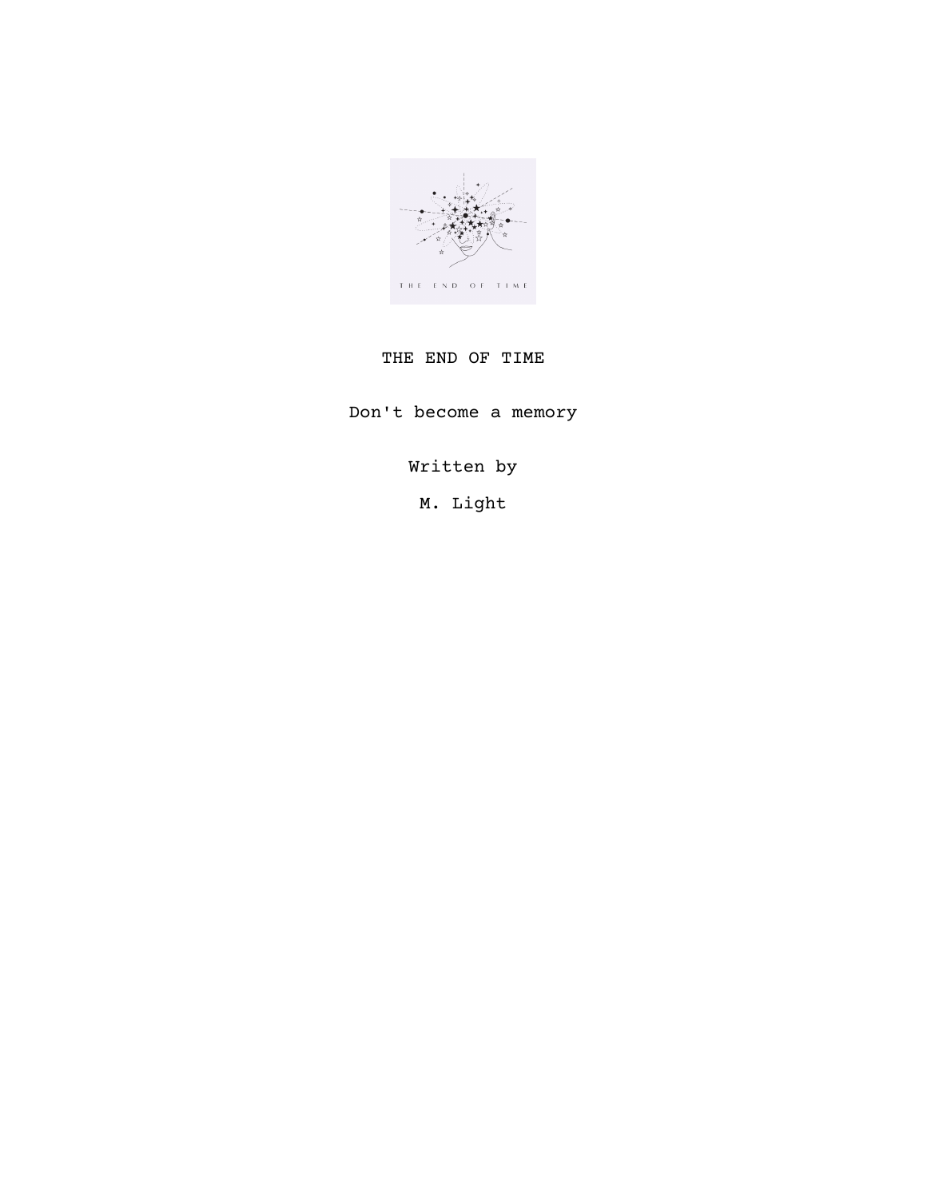# THE END OF TIME

Don't become a memory

Written by

M. Light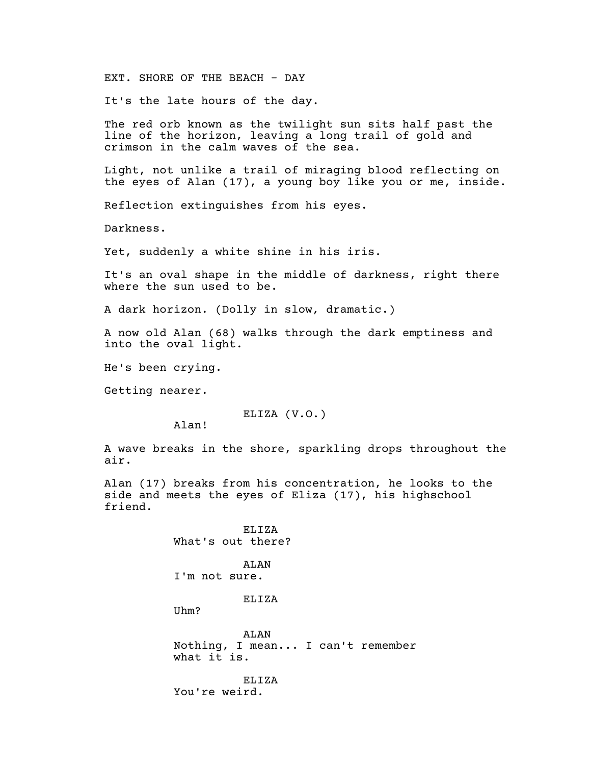EXT. SHORE OF THE BEACH - DAY

It's the late hours of the day.

The red orb known as the twilight sun sits half past the line of the horizon, leaving a long trail of gold and crimson in the calm waves of the sea.

Light, not unlike a trail of miraging blood reflecting on the eyes of Alan (17), a young boy like you or me, inside.

Reflection extinguishes from his eyes.

Darkness.

Yet, suddenly a white shine in his iris.

It's an oval shape in the middle of darkness, right there where the sun used to be.

A dark horizon. (Dolly in slow, dramatic.)

A now old Alan (68) walks through the dark emptiness and into the oval light.

He's been crying.

Getting nearer.

ELIZA (V.O.)
Alan!

A wave breaks in the shore, sparkling drops throughout the air.

Alan (17) breaks from his concentration, he looks to the side and meets the eyes of Eliza (17), his highschool friend.

ELIZA
What's out there?

ALAN
I'm not sure.

ELIZA
Uhm?

ALAN
Nothing, I mean... I can't remember what it is.

ELIZA
You're weird.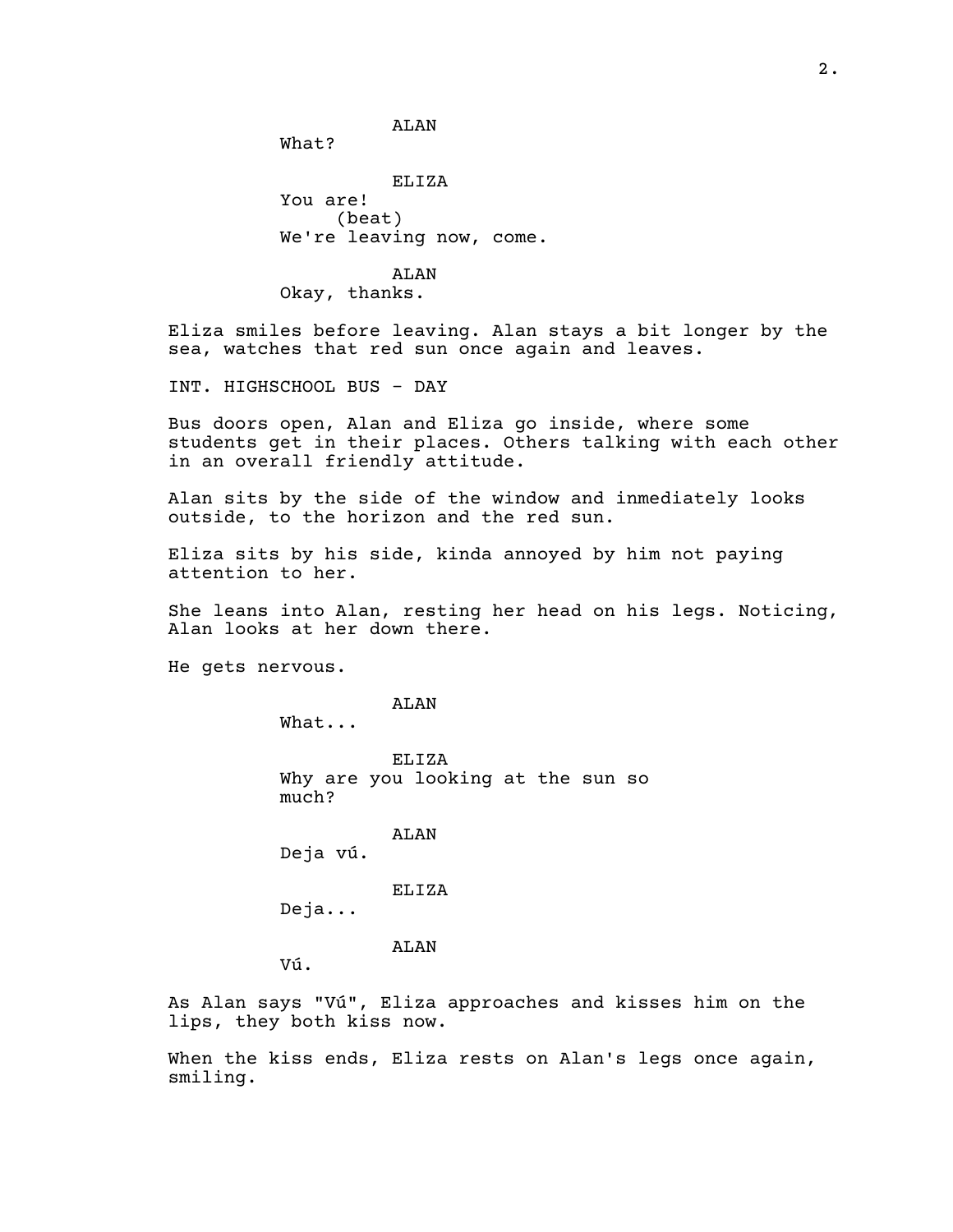ALAN

What?

ELIZA

You are!

(beat)

We're leaving now, come.

ALAN

Okay, thanks.

Eliza smiles before leaving. Alan stays a bit longer by the sea, watches that red sun once again and leaves.

INT. HIGHSCHOOL BUS - DAY

Bus doors open, Alan and Eliza go inside, where some students get in their places. Others talking with each other in an overall friendly attitude.

Alan sits by the side of the window and inmediately looks outside, to the horizon and the red sun.

Eliza sits by his side, kinda annoyed by him not paying attention to her.

She leans into Alan, resting her head on his legs. Noticing, Alan looks at her down there.

He gets nervous.

ALAN

What...

ELIZA

Why are you looking at the sun so much?

ALAN

Deja vú.

ELIZA

Deja...

ALAN

Vú.

As Alan says "Vú", Eliza approaches and kisses him on the lips, they both kiss now.

When the kiss ends, Eliza rests on Alan's legs once again, smiling.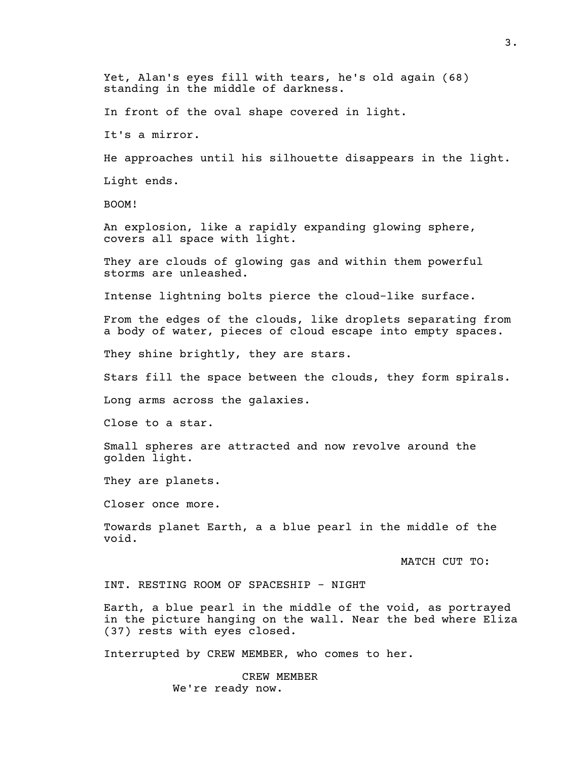Yet, Alan's eyes fill with tears, he's old again (68) standing in the middle of darkness.

In front of the oval shape covered in light.

It's a mirror.

He approaches until his silhouette disappears in the light.

Light ends.

BOOM!

An explosion, like a rapidly expanding glowing sphere, covers all space with light.

They are clouds of glowing gas and within them powerful storms are unleashed.

Intense lightning bolts pierce the cloud-like surface.

From the edges of the clouds, like droplets separating from a body of water, pieces of cloud escape into empty spaces.

They shine brightly, they are stars.

Stars fill the space between the clouds, they form spirals.

Long arms across the galaxies.

Close to a star.

Small spheres are attracted and now revolve around the golden light.

They are planets.

Closer once more.

Towards planet Earth, a a blue pearl in the middle of the void.

MATCH CUT TO:

INT. RESTING ROOM OF SPACESHIP - NIGHT

Earth, a blue pearl in the middle of the void, as portrayed in the picture hanging on the wall. Near the bed where Eliza (37) rests with eyes closed.

Interrupted by CREW MEMBER, who comes to her.

CREW MEMBER

We're ready now.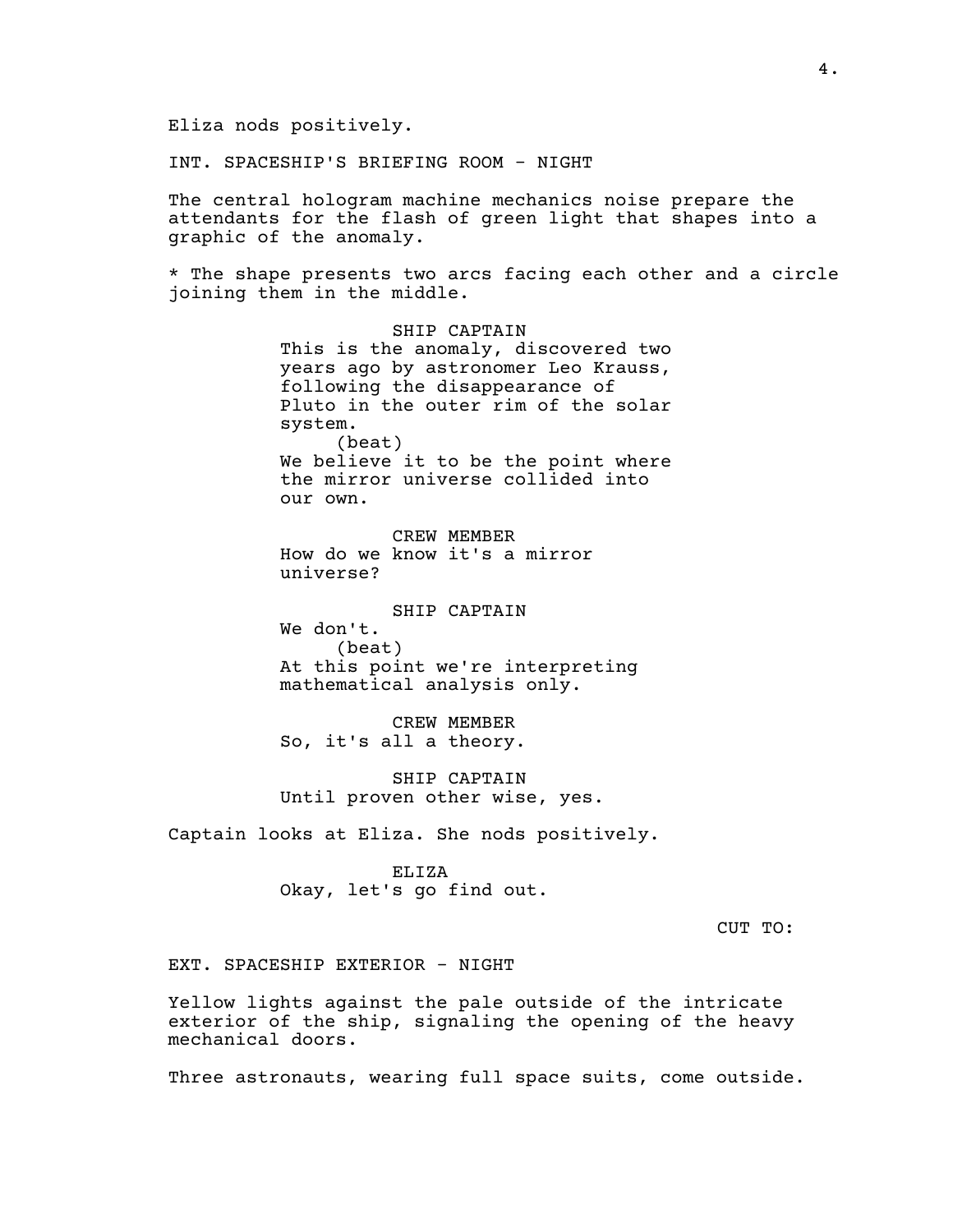Eliza nods positively.

INT. SPACESHIP'S BRIEFING ROOM - NIGHT

The central hologram machine mechanics noise prepare the attendants for the flash of green light that shapes into a graphic of the anomaly.

* The shape presents two arcs facing each other and a circle joining them in the middle.

SHIP CAPTAIN
This is the anomaly, discovered two years ago by astronomer Leo Krauss, following the disappearance of Pluto in the outer rim of the solar system.
(beat)
We believe it to be the point where the mirror universe collided into our own.

CREW MEMBER
How do we know it's a mirror universe?

SHIP CAPTAIN
We don't.
(beat)
At this point we're interpreting mathematical analysis only.

CREW MEMBER
So, it's all a theory.

SHIP CAPTAIN
Until proven other wise, yes.

Captain looks at Eliza. She nods positively.

ELIZA
Okay, let's go find out.

CUT TO:

EXT. SPACESHIP EXTERIOR - NIGHT

Yellow lights against the pale outside of the intricate exterior of the ship, signaling the opening of the heavy mechanical doors.

Three astronauts, wearing full space suits, come outside.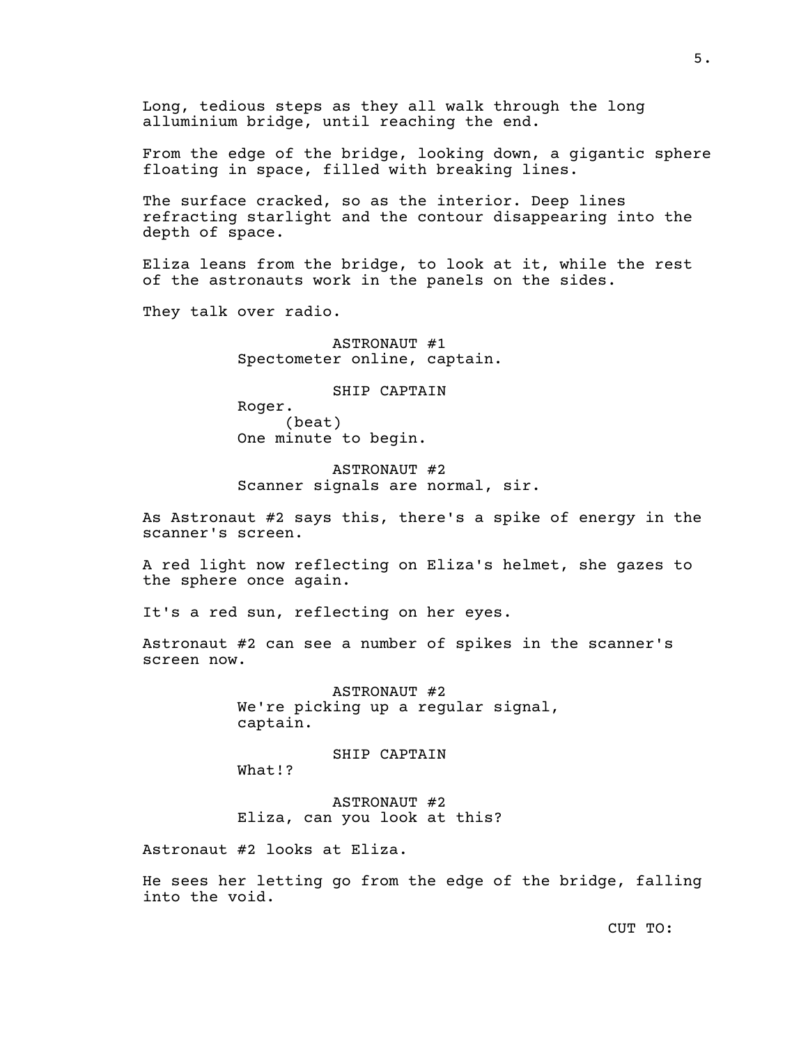Long, tedious steps as they all walk through the long alluminium bridge, until reaching the end.

From the edge of the bridge, looking down, a gigantic sphere floating in space, filled with breaking lines.

The surface cracked, so as the interior. Deep lines refracting starlight and the contour disappearing into the depth of space.

Eliza leans from the bridge, to look at it, while the rest of the astronauts work in the panels on the sides.

They talk over radio.

ASTRONAUT #1
Spectometer online, captain.

SHIP CAPTAIN
Roger.
(beat)
One minute to begin.

ASTRONAUT #2
Scanner signals are normal, sir.

As Astronaut #2 says this, there's a spike of energy in the scanner's screen.

A red light now reflecting on Eliza's helmet, she gazes to the sphere once again.

It's a red sun, reflecting on her eyes.

Astronaut #2 can see a number of spikes in the scanner's screen now.

ASTRONAUT #2
We're picking up a regular signal, captain.

SHIP CAPTAIN
What!?

ASTRONAUT #2
Eliza, can you look at this?

Astronaut #2 looks at Eliza.

He sees her letting go from the edge of the bridge, falling into the void.

CUT TO: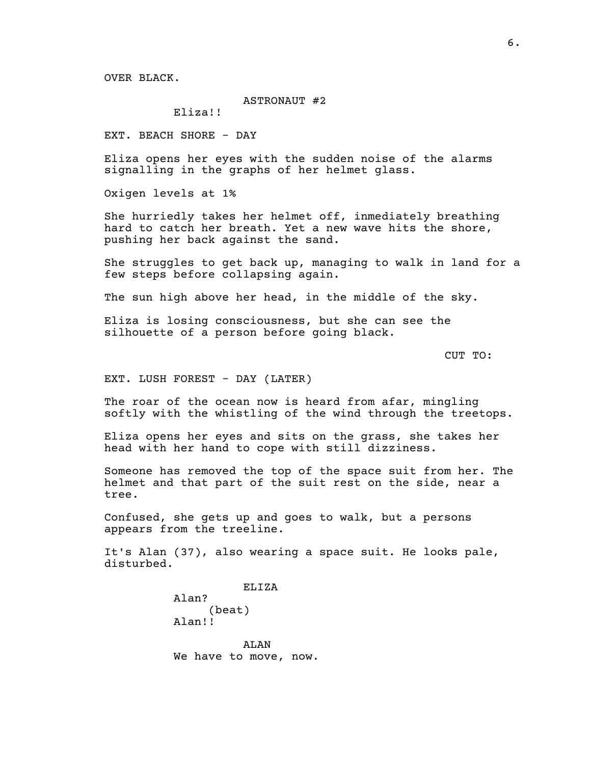OVER BLACK.

ASTRONAUT #2

Eliza!!

EXT. BEACH SHORE - DAY

Eliza opens her eyes with the sudden noise of the alarms signalling in the graphs of her helmet glass.

Oxigen levels at 1%

She hurriedly takes her helmet off, inmediately breathing hard to catch her breath. Yet a new wave hits the shore, pushing her back against the sand.

She struggles to get back up, managing to walk in land for a few steps before collapsing again.

The sun high above her head, in the middle of the sky.

Eliza is losing consciousness, but she can see the silhouette of a person before going black.

CUT TO:

EXT. LUSH FOREST - DAY (LATER)

The roar of the ocean now is heard from afar, mingling softly with the whistling of the wind through the treetops.

Eliza opens her eyes and sits on the grass, she takes her head with her hand to cope with still dizziness.

Someone has removed the top of the space suit from her. The helmet and that part of the suit rest on the side, near a tree.

Confused, she gets up and goes to walk, but a persons appears from the treeline.

It's Alan (37), also wearing a space suit. He looks pale, disturbed.

ELIZA

Alan?

(beat)

Alan!!

ALAN

We have to move, now.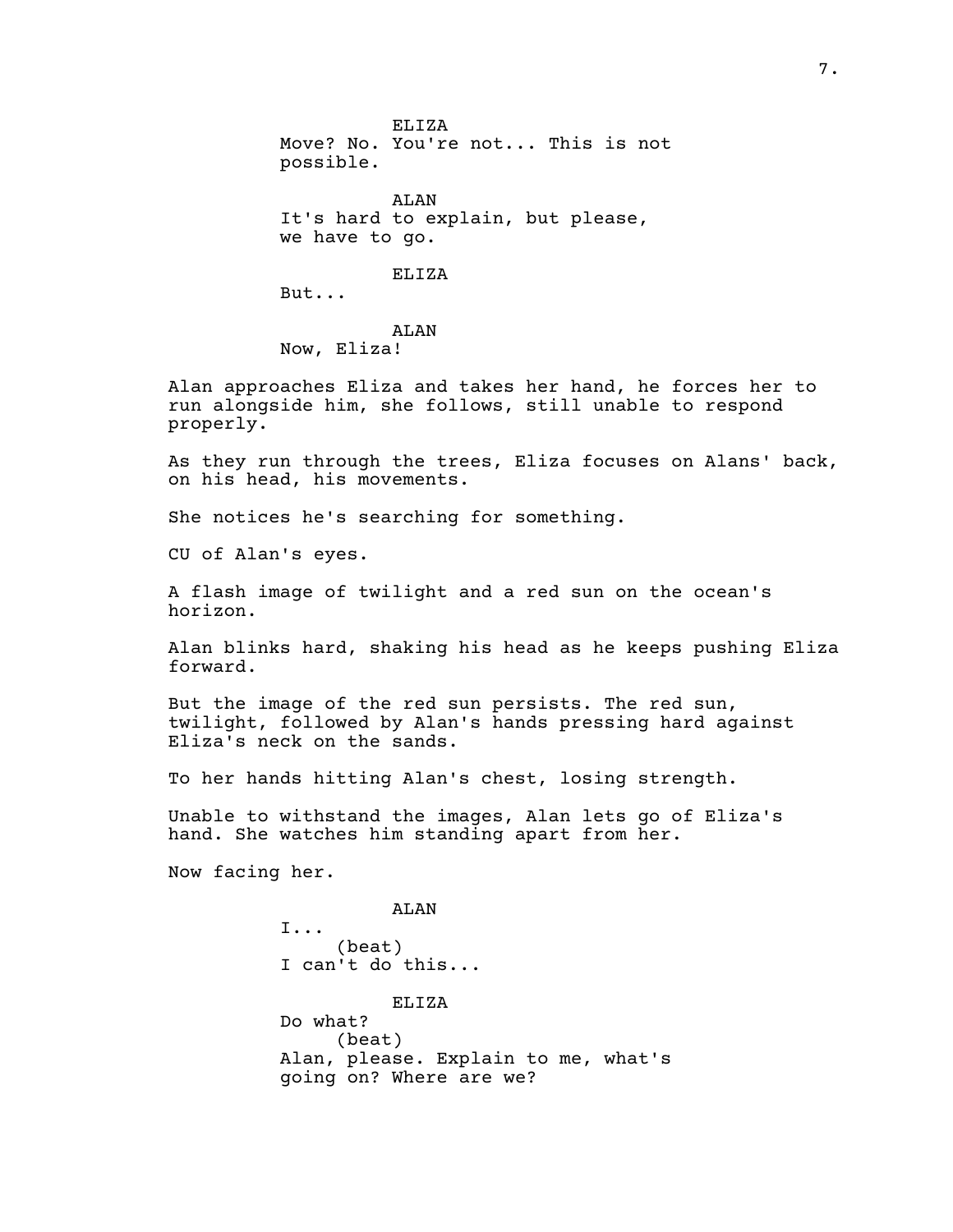ELIZA

Move? No. You're not... This is not possible.

ALAN

It's hard to explain, but please, we have to go.

ELIZA

But...

ALAN

Now, Eliza!

Alan approaches Eliza and takes her hand, he forces her to run alongside him, she follows, still unable to respond properly.

As they run through the trees, Eliza focuses on Alans' back, on his head, his movements.

She notices he's searching for something.

CU of Alan's eyes.

A flash image of twilight and a red sun on the ocean's horizon.

Alan blinks hard, shaking his head as he keeps pushing Eliza forward.

But the image of the red sun persists. The red sun, twilight, followed by Alan's hands pressing hard against Eliza's neck on the sands.

To her hands hitting Alan's chest, losing strength.

Unable to withstand the images, Alan lets go of Eliza's hand. She watches him standing apart from her.

Now facing her.

ALAN

I...

(beat)

I can't do this...

ELIZA

Do what?

(beat)

Alan, please. Explain to me, what's going on? Where are we?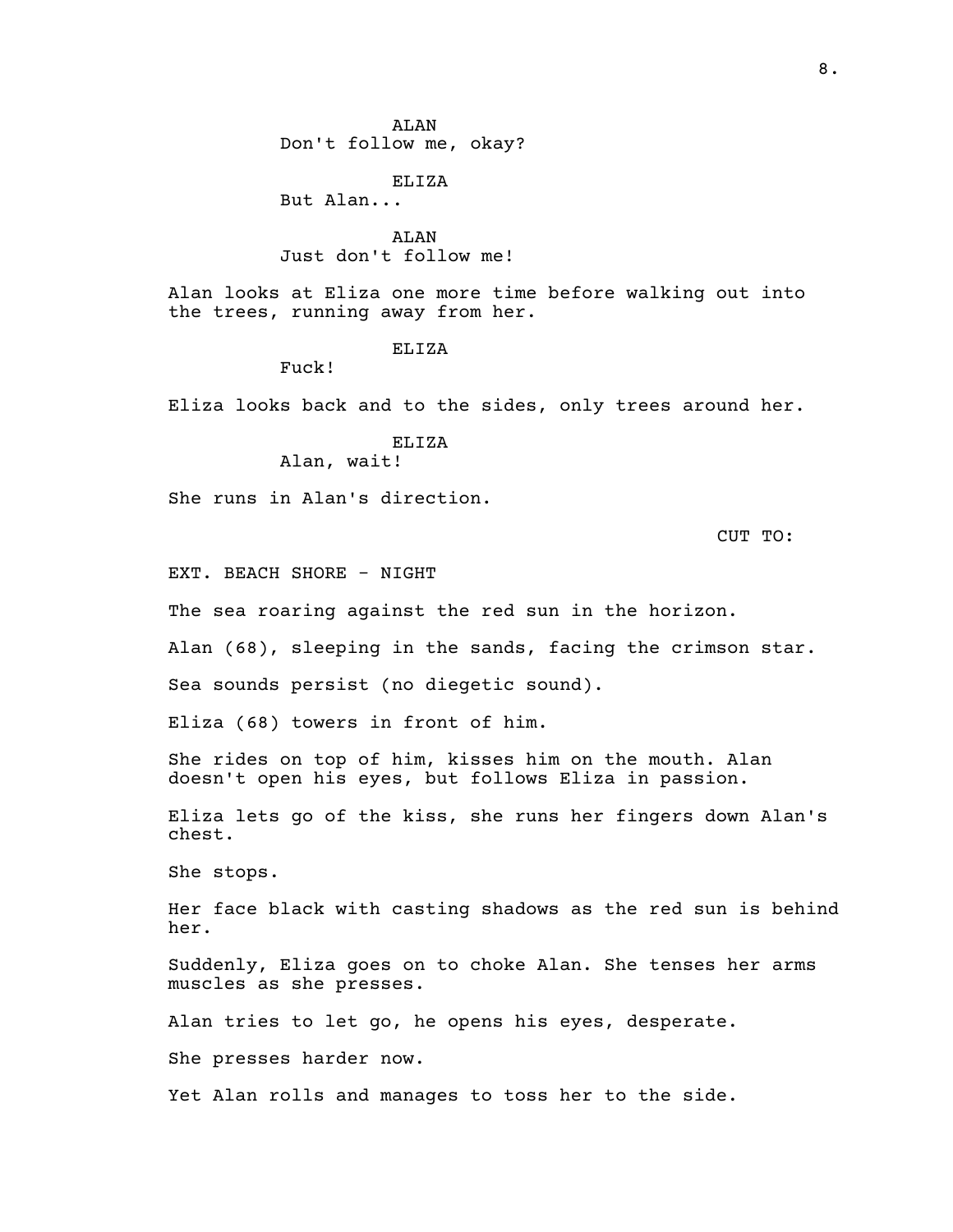ALAN
Don't follow me, okay?

ELIZA
But Alan...

ALAN
Just don't follow me!

Alan looks at Eliza one more time before walking out into the trees, running away from her.

ELIZA
Fuck!

Eliza looks back and to the sides, only trees around her.

ELIZA
Alan, wait!

She runs in Alan's direction.

CUT TO:

EXT. BEACH SHORE - NIGHT

The sea roaring against the red sun in the horizon.

Alan (68), sleeping in the sands, facing the crimson star.

Sea sounds persist (no diegetic sound).

Eliza (68) towers in front of him.

She rides on top of him, kisses him on the mouth. Alan doesn't open his eyes, but follows Eliza in passion.

Eliza lets go of the kiss, she runs her fingers down Alan's chest.

She stops.

Her face black with casting shadows as the red sun is behind her.

Suddenly, Eliza goes on to choke Alan. She tenses her arms muscles as she presses.

Alan tries to let go, he opens his eyes, desperate.

She presses harder now.

Yet Alan rolls and manages to toss her to the side.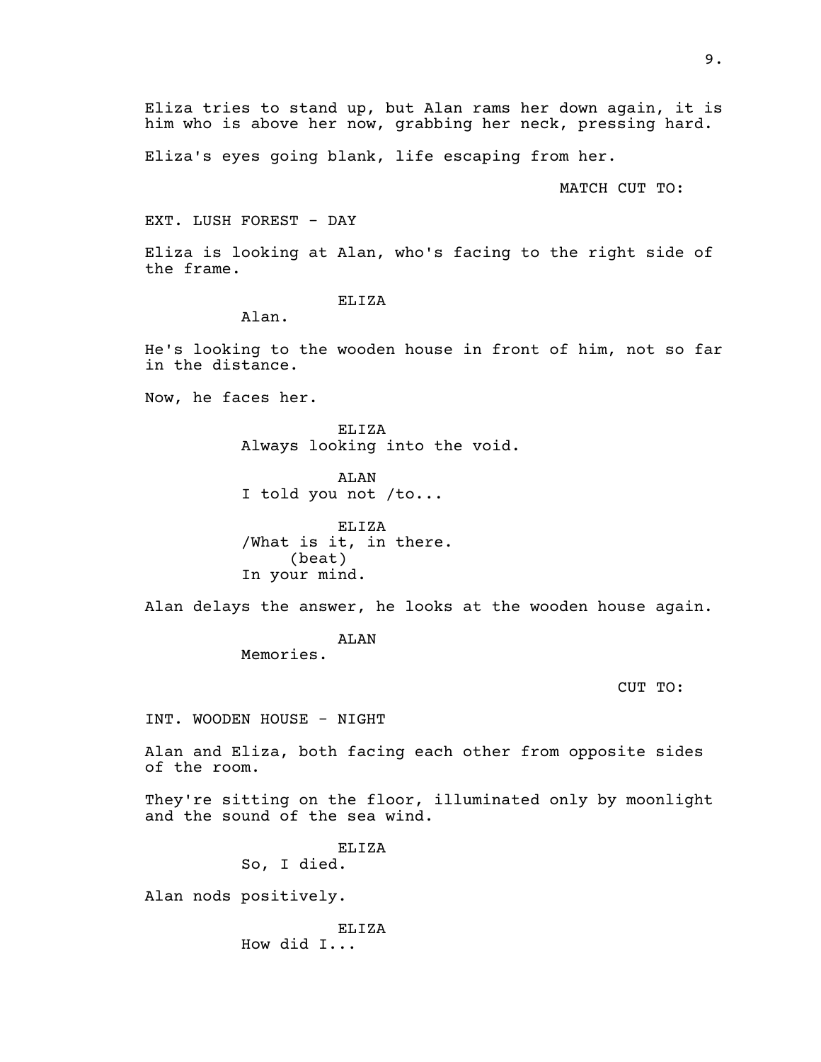Eliza tries to stand up, but Alan rams her down again, it is him who is above her now, grabbing her neck, pressing hard.

Eliza's eyes going blank, life escaping from her.

MATCH CUT TO:

EXT. LUSH FOREST - DAY

Eliza is looking at Alan, who's facing to the right side of the frame.

ELIZA
Alan.

He's looking to the wooden house in front of him, not so far in the distance.

Now, he faces her.

ELIZA
Always looking into the void.

ALAN
I told you not /to...

ELIZA
/What is it, in there.
(beat)
In your mind.

Alan delays the answer, he looks at the wooden house again.

ALAN
Memories.

CUT TO:

INT. WOODEN HOUSE - NIGHT

Alan and Eliza, both facing each other from opposite sides of the room.

They're sitting on the floor, illuminated only by moonlight and the sound of the sea wind.

ELIZA
So, I died.

Alan nods positively.

ELIZA
How did I...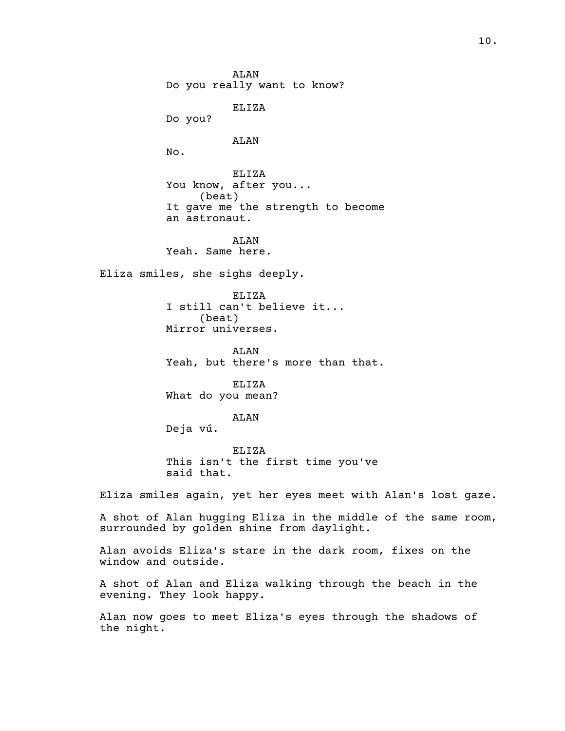ALAN
Do you really want to know?

ELIZA
Do you?

ALAN
No.

ELIZA
You know, after you...
(beat)
It gave me the strength to become an astronaut.

ALAN
Yeah. Same here.

Eliza smiles, she sighs deeply.

ELIZA
I still can't believe it...
(beat)
Mirror universes.

ALAN
Yeah, but there's more than that.

ELIZA
What do you mean?

ALAN
Deja vú.

ELIZA
This isn't the first time you've said that.

Eliza smiles again, yet her eyes meet with Alan's lost gaze.

A shot of Alan hugging Eliza in the middle of the same room, surrounded by golden shine from daylight.

Alan avoids Eliza's stare in the dark room, fixes on the window and outside.

A shot of Alan and Eliza walking through the beach in the evening. They look happy.

Alan now goes to meet Eliza's eyes through the shadows of the night.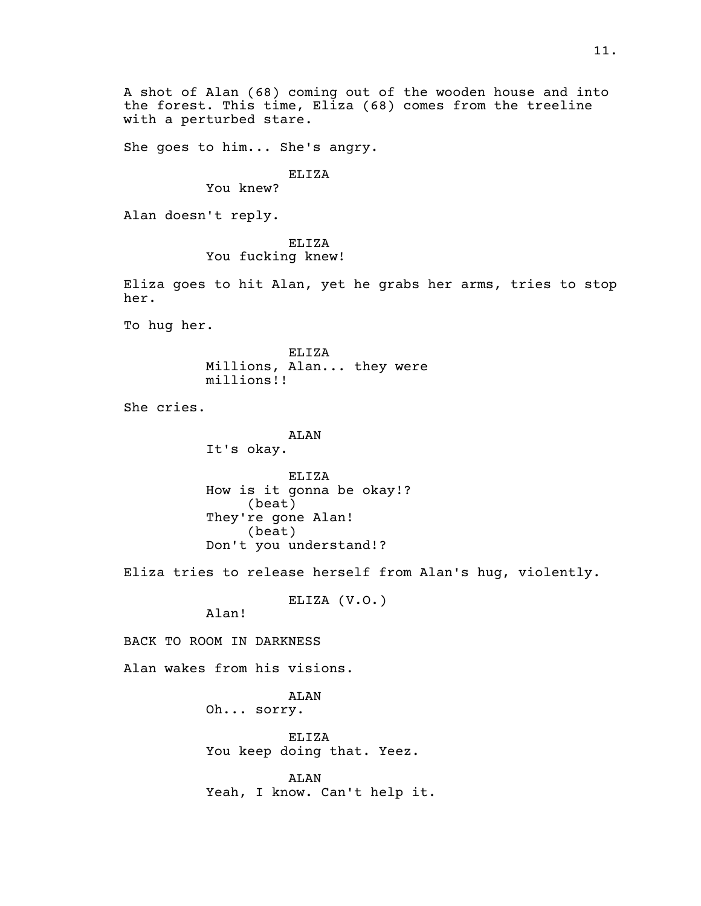A shot of Alan (68) coming out of the wooden house and into the forest. This time, Eliza (68) comes from the treeline with a perturbed stare.

She goes to him... She's angry.

ELIZA
You knew?

Alan doesn't reply.

ELIZA
You fucking knew!

Eliza goes to hit Alan, yet he grabs her arms, tries to stop her.

To hug her.

ELIZA
Millions, Alan... they were millions!!

She cries.

ALAN
It's okay.

ELIZA
How is it gonna be okay!?
(beat)
They're gone Alan!
(beat)
Don't you understand!?

Eliza tries to release herself from Alan's hug, violently.

ELIZA (V.O.)
Alan!

BACK TO ROOM IN DARKNESS

Alan wakes from his visions.

ALAN
Oh... sorry.

ELIZA
You keep doing that. Yeez.

ALAN
Yeah, I know. Can't help it.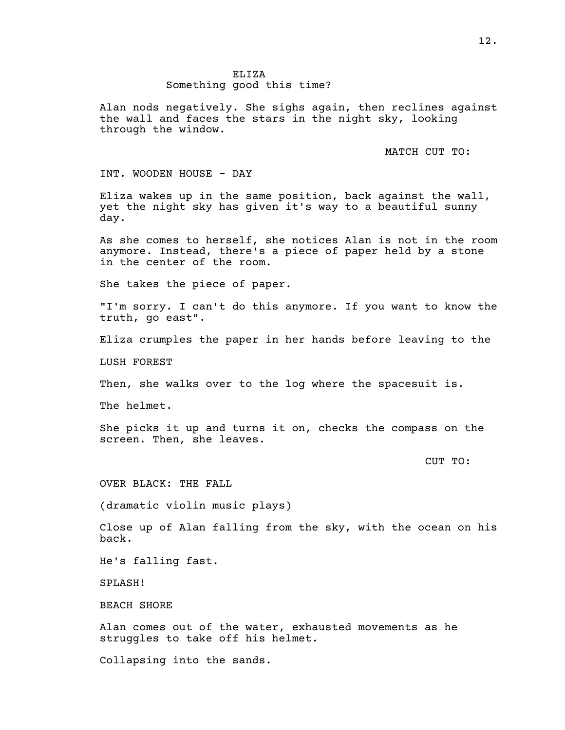ELIZA
Something good this time?

Alan nods negatively. She sighs again, then reclines against the wall and faces the stars in the night sky, looking through the window.

MATCH CUT TO:

INT. WOODEN HOUSE - DAY

Eliza wakes up in the same position, back against the wall, yet the night sky has given it's way to a beautiful sunny day.

As she comes to herself, she notices Alan is not in the room anymore. Instead, there's a piece of paper held by a stone in the center of the room.

She takes the piece of paper.

"I'm sorry. I can't do this anymore. If you want to know the truth, go east".

Eliza crumples the paper in her hands before leaving to the

LUSH FOREST

Then, she walks over to the log where the spacesuit is.

The helmet.

She picks it up and turns it on, checks the compass on the screen. Then, she leaves.

CUT TO:

OVER BLACK: THE FALL

(dramatic violin music plays)

Close up of Alan falling from the sky, with the ocean on his back.

He's falling fast.

SPLASH!

BEACH SHORE

Alan comes out of the water, exhausted movements as he struggles to take off his helmet.

Collapsing into the sands.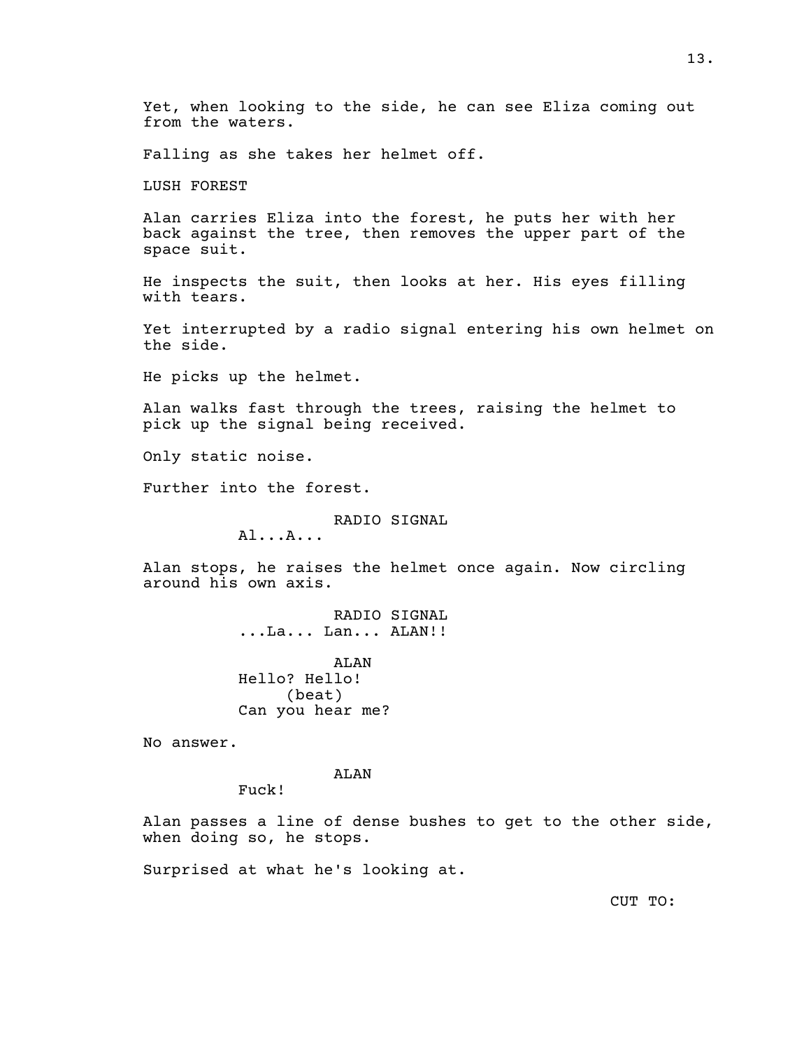Yet, when looking to the side, he can see Eliza coming out from the waters.

Falling as she takes her helmet off.

LUSH FOREST

Alan carries Eliza into the forest, he puts her with her back against the tree, then removes the upper part of the space suit.

He inspects the suit, then looks at her. His eyes filling with tears.

Yet interrupted by a radio signal entering his own helmet on the side.

He picks up the helmet.

Alan walks fast through the trees, raising the helmet to pick up the signal being received.

Only static noise.

Further into the forest.

RADIO SIGNAL
Al...A...

Alan stops, he raises the helmet once again. Now circling around his own axis.

RADIO SIGNAL
...La... Lan... ALAN!!

ALAN
Hello? Hello!
(beat)
Can you hear me?

No answer.

ALAN
Fuck!

Alan passes a line of dense bushes to get to the other side, when doing so, he stops.

Surprised at what he's looking at.

CUT TO: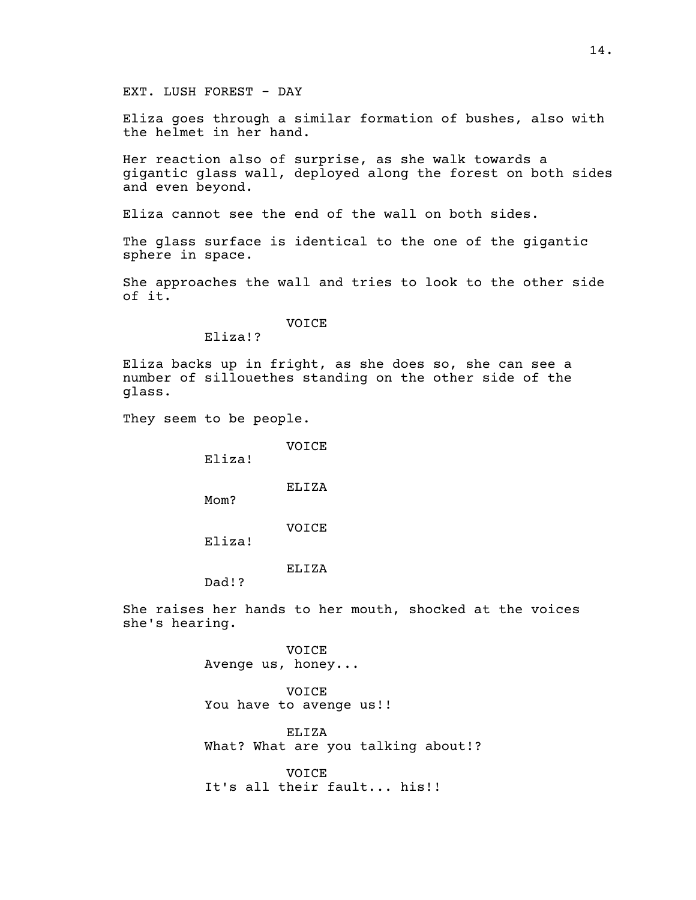EXT. LUSH FOREST - DAY

Eliza goes through a similar formation of bushes, also with the helmet in her hand.

Her reaction also of surprise, as she walk towards a gigantic glass wall, deployed along the forest on both sides and even beyond.

Eliza cannot see the end of the wall on both sides.

The glass surface is identical to the one of the gigantic sphere in space.

She approaches the wall and tries to look to the other side of it.

VOICE
Eliza!?

Eliza backs up in fright, as she does so, she can see a number of sillouethes standing on the other side of the glass.

They seem to be people.

VOICE
Eliza!

ELIZA
Mom?

VOICE
Eliza!

ELIZA
Dad!?

She raises her hands to her mouth, shocked at the voices she's hearing.

VOICE
Avenge us, honey...

VOICE
You have to avenge us!!

ELIZA
What? What are you talking about!?

VOICE
It's all their fault... his!!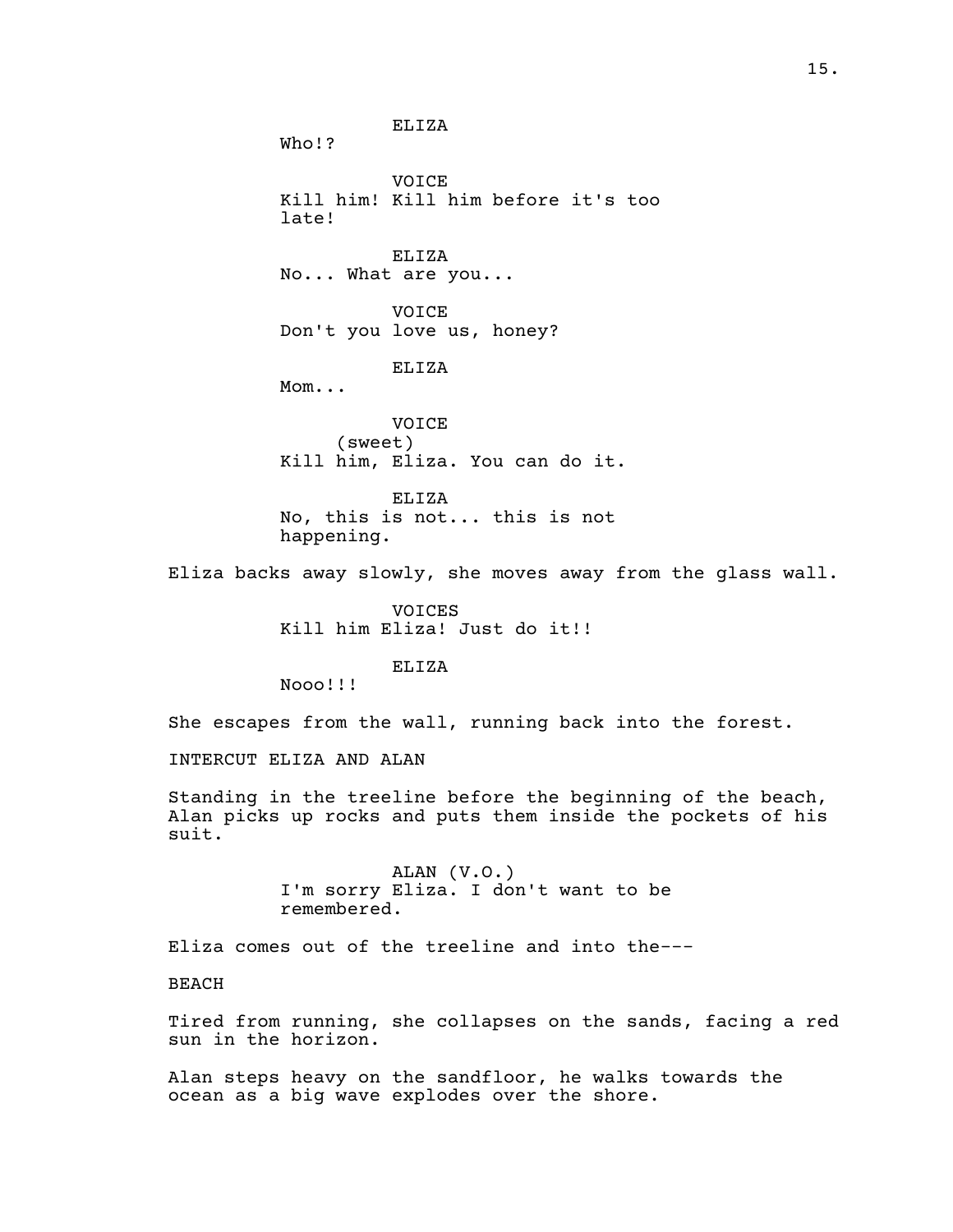ELIZA
Who!?

VOICE
Kill him! Kill him before it's too late!

ELIZA
No... What are you...

VOICE
Don't you love us, honey?

ELIZA
Mom...

VOICE
(sweet)
Kill him, Eliza. You can do it.

ELIZA
No, this is not... this is not happening.

Eliza backs away slowly, she moves away from the glass wall.

VOICES
Kill him Eliza! Just do it!!

ELIZA
Nooo!!!

She escapes from the wall, running back into the forest.

INTERCUT ELIZA AND ALAN

Standing in the treeline before the beginning of the beach, Alan picks up rocks and puts them inside the pockets of his suit.

ALAN (V.O.)
I'm sorry Eliza. I don't want to be remembered.

Eliza comes out of the treeline and into the---

BEACH

Tired from running, she collapses on the sands, facing a red sun in the horizon.

Alan steps heavy on the sandfloor, he walks towards the ocean as a big wave explodes over the shore.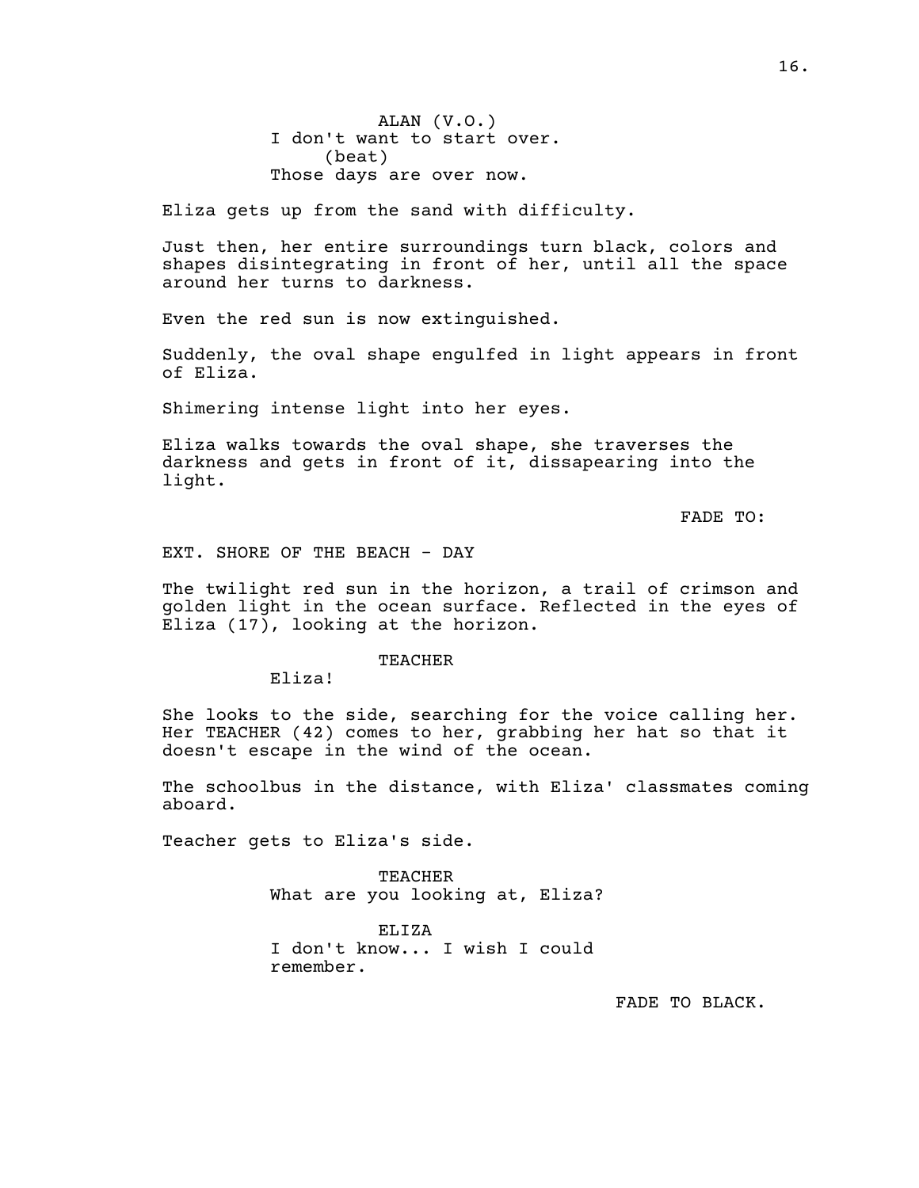ALAN (V.O.)
I don't want to start over.
(beat)
Those days are over now.

Eliza gets up from the sand with difficulty.

Just then, her entire surroundings turn black, colors and shapes disintegrating in front of her, until all the space around her turns to darkness.

Even the red sun is now extinguished.

Suddenly, the oval shape engulfed in light appears in front of Eliza.

Shimering intense light into her eyes.

Eliza walks towards the oval shape, she traverses the darkness and gets in front of it, dissapearing into the light.

FADE TO:

EXT. SHORE OF THE BEACH - DAY

The twilight red sun in the horizon, a trail of crimson and golden light in the ocean surface. Reflected in the eyes of Eliza (17), looking at the horizon.

TEACHER
Eliza!

She looks to the side, searching for the voice calling her. Her TEACHER (42) comes to her, grabbing her hat so that it doesn't escape in the wind of the ocean.

The schoolbus in the distance, with Eliza' classmates coming aboard.

Teacher gets to Eliza's side.

TEACHER
What are you looking at, Eliza?

ELIZA
I don't know... I wish I could remember.

FADE TO BLACK.